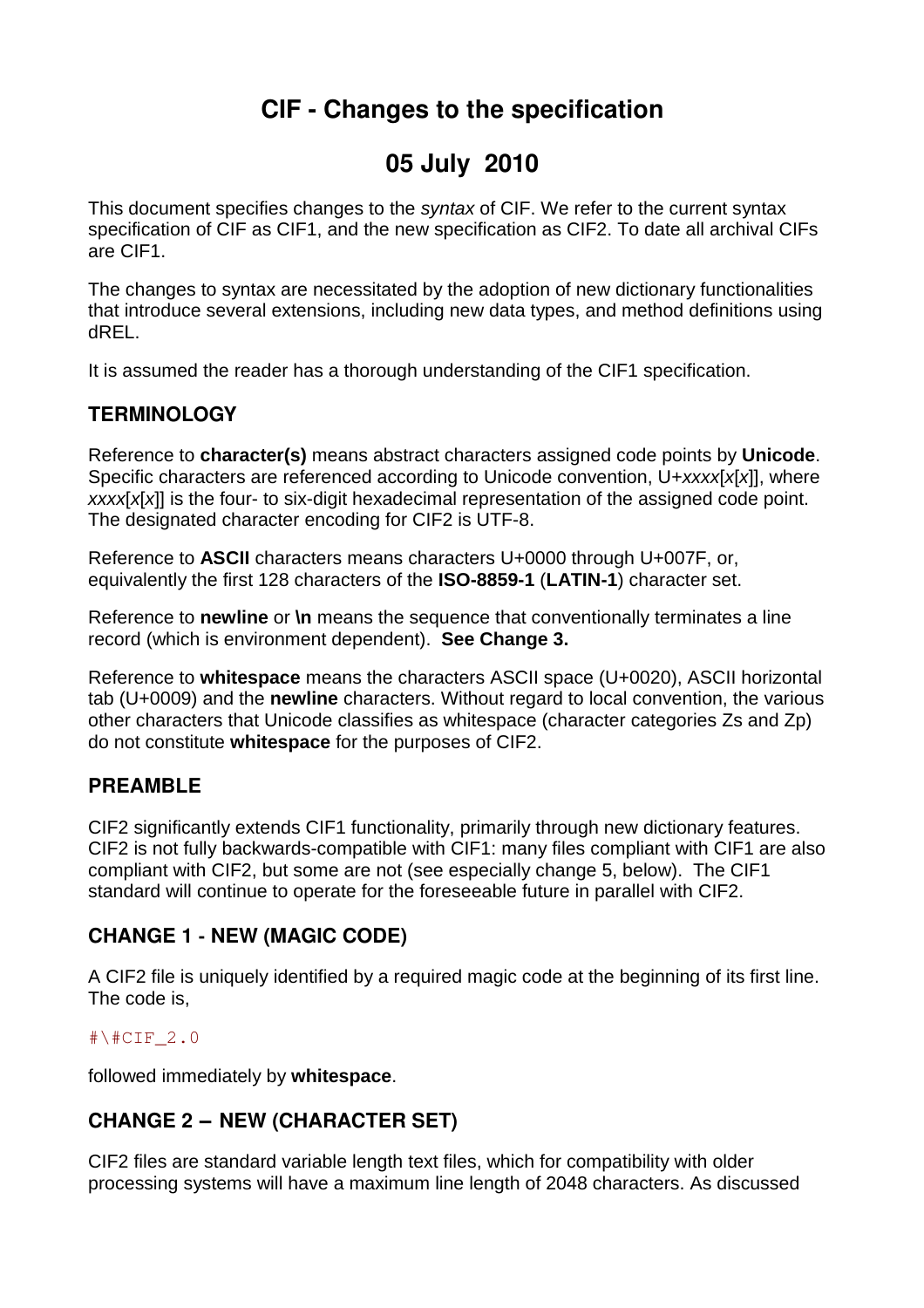# CIF - Changes to the specification

# 05 July 2010

This document specifies changes to the *syntax* of CIF. We refer to the current syntax specification of CIF as CIF1, and the new specification as CIF2. To date all archival CIFs are CIF1.

The changes to syntax are necessitated by the adoption of new dictionary functionalities that introduce several extensions, including new data types, and method definitions using dREL.

It is assumed the reader has a thorough understanding of the CIF1 specification.

## TERMINOLOGY

Reference to **character(s)** means abstract characters assigned code points by **Unicode**. Specific characters are referenced according to Unicode convention, U+*xxxx*[*x*[*x*]], where *xxxx*[*x*[*x*]] is the four- to six-digit hexadecimal representation of the assigned code point. The designated character encoding for CIF2 is UTF-8.

Reference to **ASCII** characters means characters U+0000 through U+007F, or, equivalently the first 128 characters of the **ISO-8859-1** (**LATIN-1**) character set.

Reference to **newline** or **\n** means the sequence that conventionally terminates a line record (which is environment dependent). **See Change 3.**

Reference to **whitespace** means the characters ASCII space (U+0020), ASCII horizontal tab (U+0009) and the **newline** characters. Without regard to local convention, the various other characters that Unicode classifies as whitespace (character categories Zs and Zp) do not constitute **whitespace** for the purposes of CIF2.

## PREAMBLE

CIF2 significantly extends CIF1 functionality, primarily through new dictionary features. CIF2 is not fully backwards-compatible with CIF1: many files compliant with CIF1 are also compliant with CIF2, but some are not (see especially change 5, below). The CIF1 standard will continue to operate for the foreseeable future in parallel with CIF2.

## CHANGE 1 - NEW (MAGIC CODE)

A CIF2 file is uniquely identified by a required magic code at the beginning of its first line. The code is,

```
#\#CIF_2.0
```

followed immediately by **whitespace**.

## CHANGE 2 – NEW (CHARACTER SET)

CIF2 files are standard variable length text files, which for compatibility with older processing systems will have a maximum line length of 2048 characters. As discussed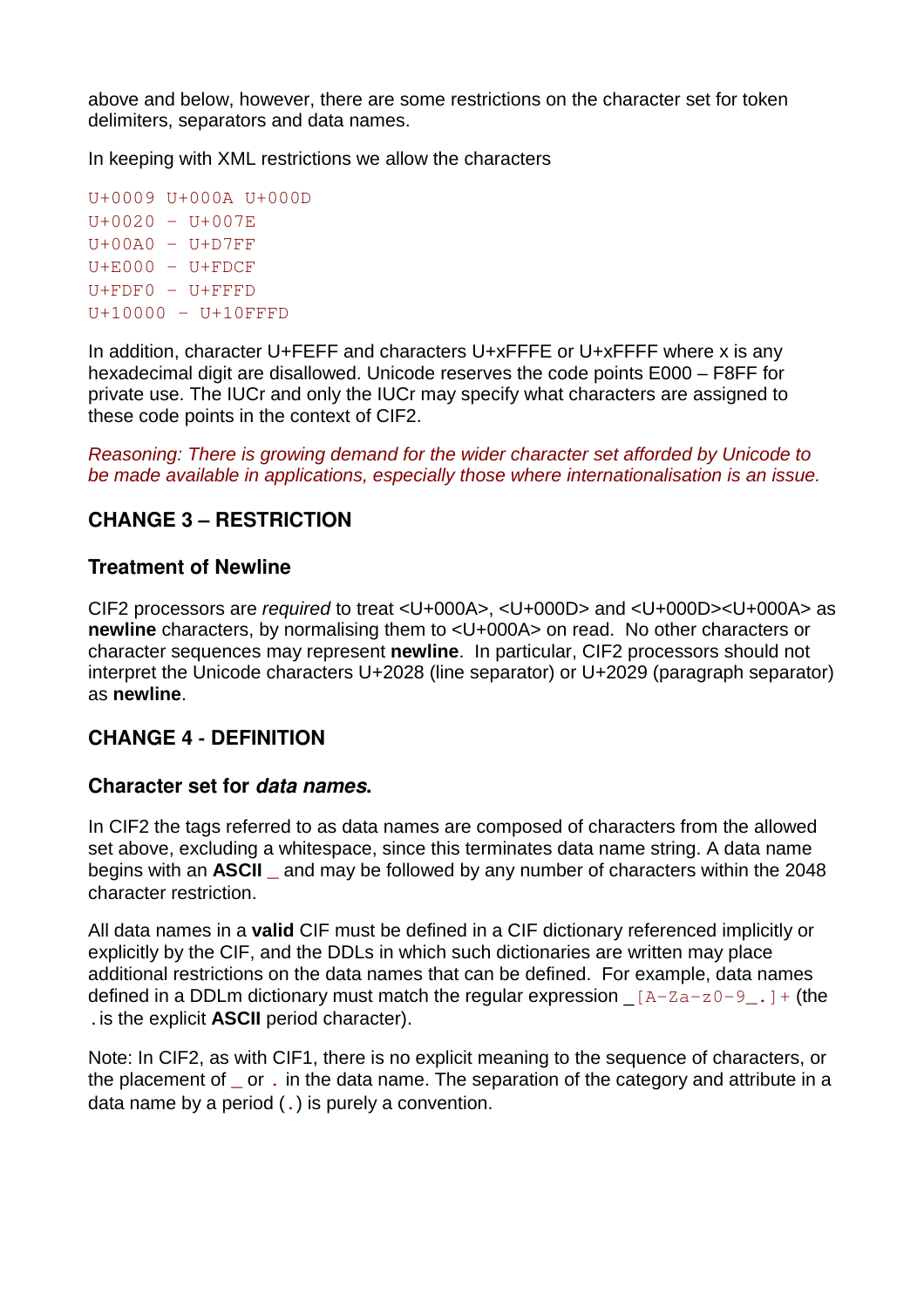above and below, however, there are some restrictions on the character set for token delimiters, separators and data names.

In keeping with XML restrictions we allow the characters

```
U+0009 U+000A U+000D
U+0020 – U+007E
U+00A0 – U+D7FF
U+E000 – U+FDCF
U+FDF0 – U+FFFD
U+10000 – U+10FFFD
```

In addition, character U+FEFF and characters U+xFFFE or U+xFFFF where x is any hexadecimal digit are disallowed. Unicode reserves the code points E000 – F8FF for private use. The IUCr and only the IUCr may specify what characters are assigned to these code points in the context of CIF2.

*Reasoning: There is growing demand for the wider character set afforded by Unicode to be made available in applications, especially those where internationalisation is an issue.*

## CHANGE 3 – RESTRICTION

### Treatment of Newline

CIF2 processors are *required* to treat <U+000A>, <U+000D> and <U+000D><U+000A> as **newline** characters, by normalising them to <U+000A> on read. No other characters or character sequences may represent **newline**. In particular, CIF2 processors should not interpret the Unicode characters U+2028 (line separator) or U+2029 (paragraph separator) as **newline**.

## CHANGE 4 - DEFINITION

### Character set for *data names*.

In CIF2 the tags referred to as data names are composed of characters from the allowed set above, excluding a whitespace, since this terminates data name string. A data name begins with an **ASCII** _ and may be followed by any number of characters within the 2048 character restriction.

All data names in a **valid** CIF must be defined in a CIF dictionary referenced implicitly or explicitly by the CIF, and the DDLs in which such dictionaries are written may place additional restrictions on the data names that can be defined. For example, data names defined in a DDLm dictionary must match the regular expression `_[A-Za-z0-9_.]+` (the `.` is the explicit **ASCII** period character).

Note: In CIF2, as with CIF1, there is no explicit meaning to the sequence of characters, or the placement of _ or `.` in the data name. The separation of the category and attribute in a data name by a period (`.`) is purely a convention.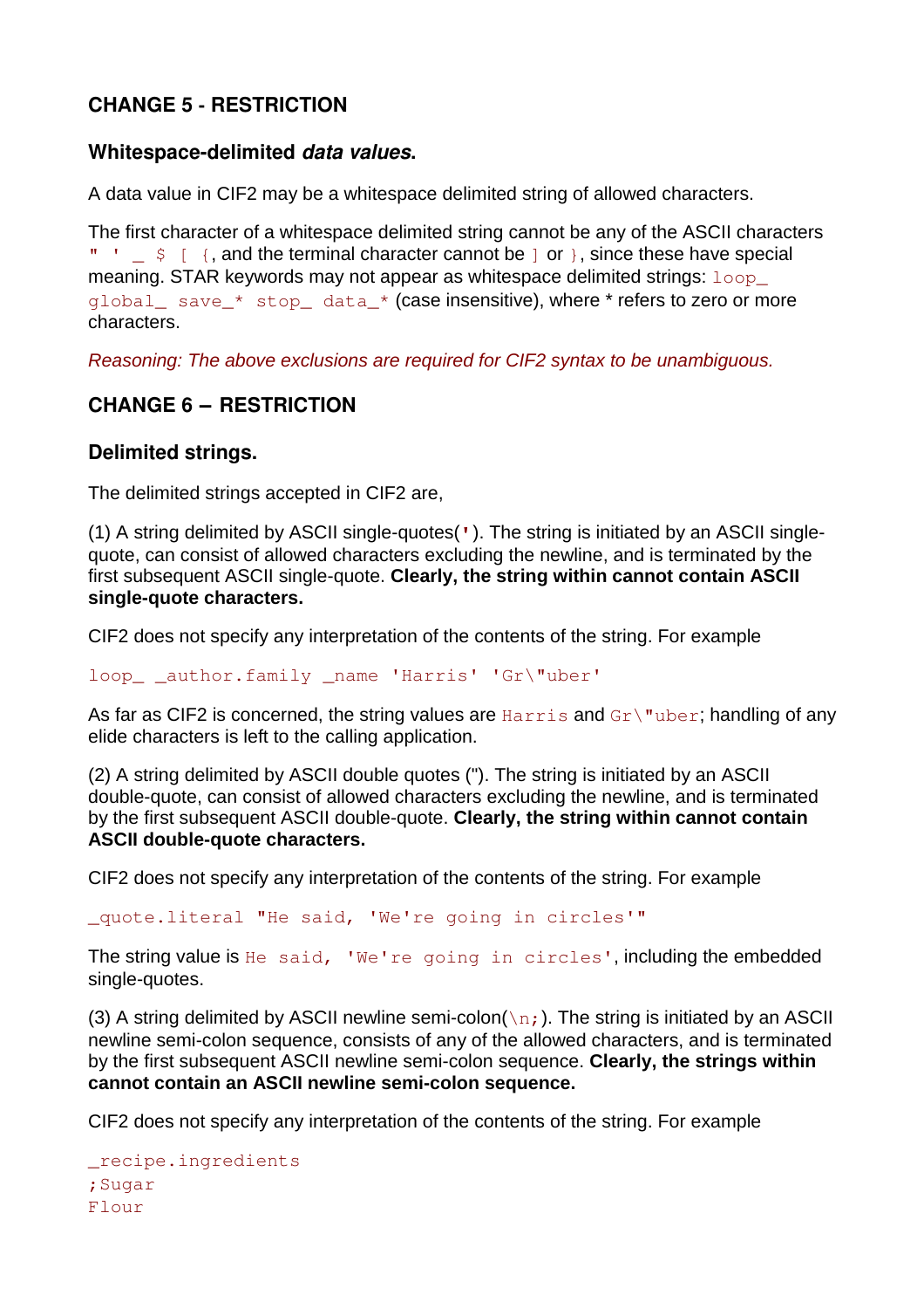## CHANGE 5 - RESTRICTION

### Whitespace-delimited *data values.*

A data value in CIF2 may be a whitespace delimited string of allowed characters.

The first character of a whitespace delimited string cannot be any of the ASCII characters `" ' _ $ [ {`, and the terminal character cannot be `]` or `}`, since these have special meaning. STAR keywords may not appear as whitespace delimited strings: `loop_ global_ save_* stop_ data_*` (case insensitive), where * refers to zero or more characters.

*Reasoning: The above exclusions are required for CIF2 syntax to be unambiguous.*

## CHANGE 6 – RESTRICTION

### Delimited strings.

The delimited strings accepted in CIF2 are,

(1) A string delimited by ASCII single-quotes(`'`). The string is initiated by an ASCII single-quote, can consist of allowed characters excluding the newline, and is terminated by the first subsequent ASCII single-quote. **Clearly, the string within cannot contain ASCII single-quote characters.**

CIF2 does not specify any interpretation of the contents of the string. For example

```
loop_ _author.family _name 'Harris' 'Gr\"uber'
```

As far as CIF2 is concerned, the string values are `Harris` and `Gr\"uber`; handling of any elide characters is left to the calling application.

(2) A string delimited by ASCII double quotes ("). The string is initiated by an ASCII double-quote, can consist of allowed characters excluding the newline, and is terminated by the first subsequent ASCII double-quote. **Clearly, the string within cannot contain ASCII double-quote characters.**

CIF2 does not specify any interpretation of the contents of the string. For example

```
_quote.literal "He said, 'We're going in circles'"
```

The string value is `He said, 'We're going in circles'`, including the embedded single-quotes.

(3) A string delimited by ASCII newline semi-colon(`\n;`). The string is initiated by an ASCII newline semi-colon sequence, consists of any of the allowed characters, and is terminated by the first subsequent ASCII newline semi-colon sequence. **Clearly, the strings within cannot contain an ASCII newline semi-colon sequence.**

CIF2 does not specify any interpretation of the contents of the string. For example

```
_recipe.ingredients
;Sugar
Flour
```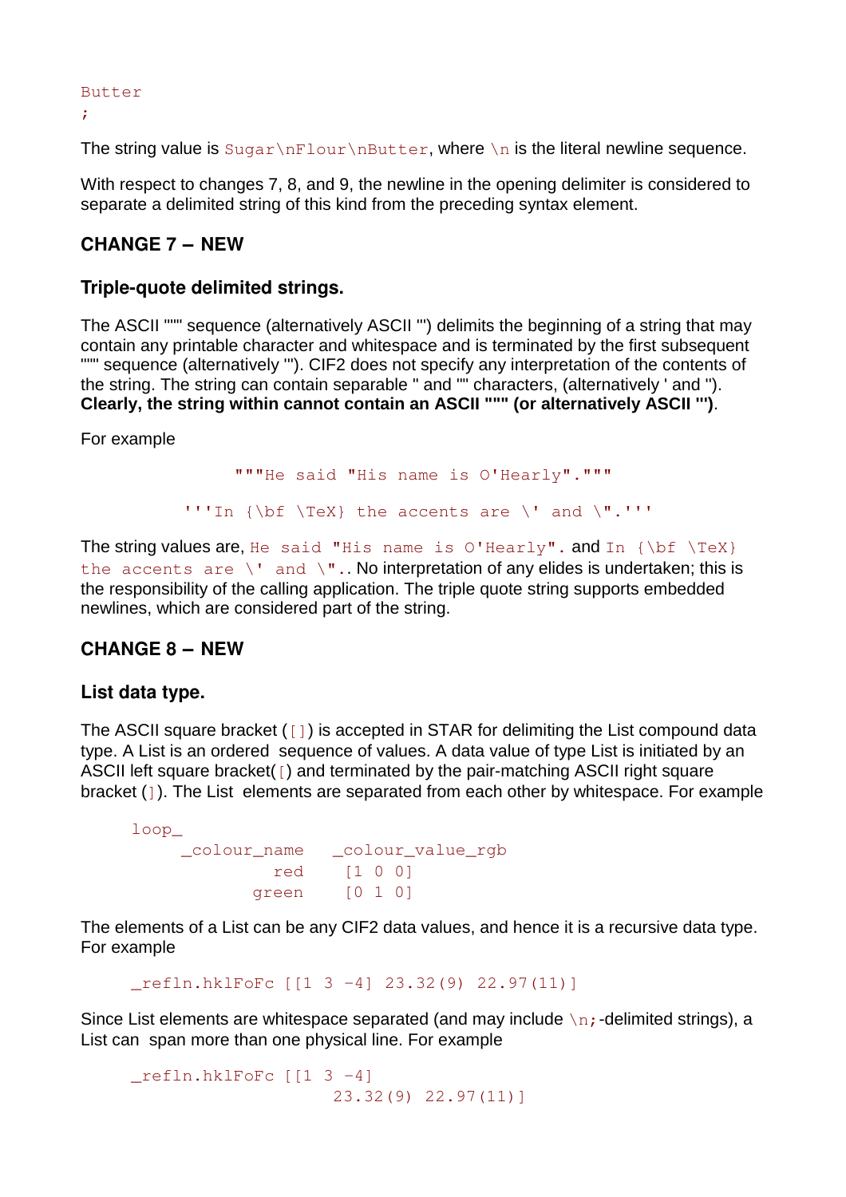```
Butter
;
```

The string value is `Sugar\nFlour\nButter`, where `\n` is the literal newline sequence.

With respect to changes 7, 8, and 9, the newline in the opening delimiter is considered to separate a delimited string of this kind from the preceding syntax element.

## CHANGE 7 – NEW

### Triple-quote delimited strings.

The ASCII """ sequence (alternatively ASCII ''') delimits the beginning of a string that may contain any printable character and whitespace and is terminated by the first subsequent """ sequence (alternatively '''). CIF2 does not specify any interpretation of the contents of the string. The string can contain separable " and "" characters, (alternatively ' and ''). **Clearly, the string within cannot contain an ASCII """ (or alternatively ASCII ''')**.

For example

```
"""He said "His name is O'Hearly"."""

'''In {\bf \TeX} the accents are \' and \".'''
```

The string values are, `He said "His name is O'Hearly".` and `In {\bf \TeX} the accents are \' and \".`. No interpretation of any elides is undertaken; this is the responsibility of the calling application. The triple quote string supports embedded newlines, which are considered part of the string.

## CHANGE 8 – NEW

### List data type.

The ASCII square bracket (`[]`) is accepted in STAR for delimiting the List compound data type. A List is an ordered sequence of values. A data value of type List is initiated by an ASCII left square bracket(`[`) and terminated by the pair-matching ASCII right square bracket (`]`). The List elements are separated from each other by whitespace. For example

```
loop_
    _colour_name   _colour_value_rgb
             red    [1 0 0]
           green    [0 1 0]
```

The elements of a List can be any CIF2 data values, and hence it is a recursive data type. For example

```
_refln.hklFoFc [[1 3 -4] 23.32(9) 22.97(11)]
```

Since List elements are whitespace separated (and may include `\n;`-delimited strings), a List can span more than one physical line. For example

```
_refln.hklFoFc [[1 3 -4]
                 23.32(9) 22.97(11)]
```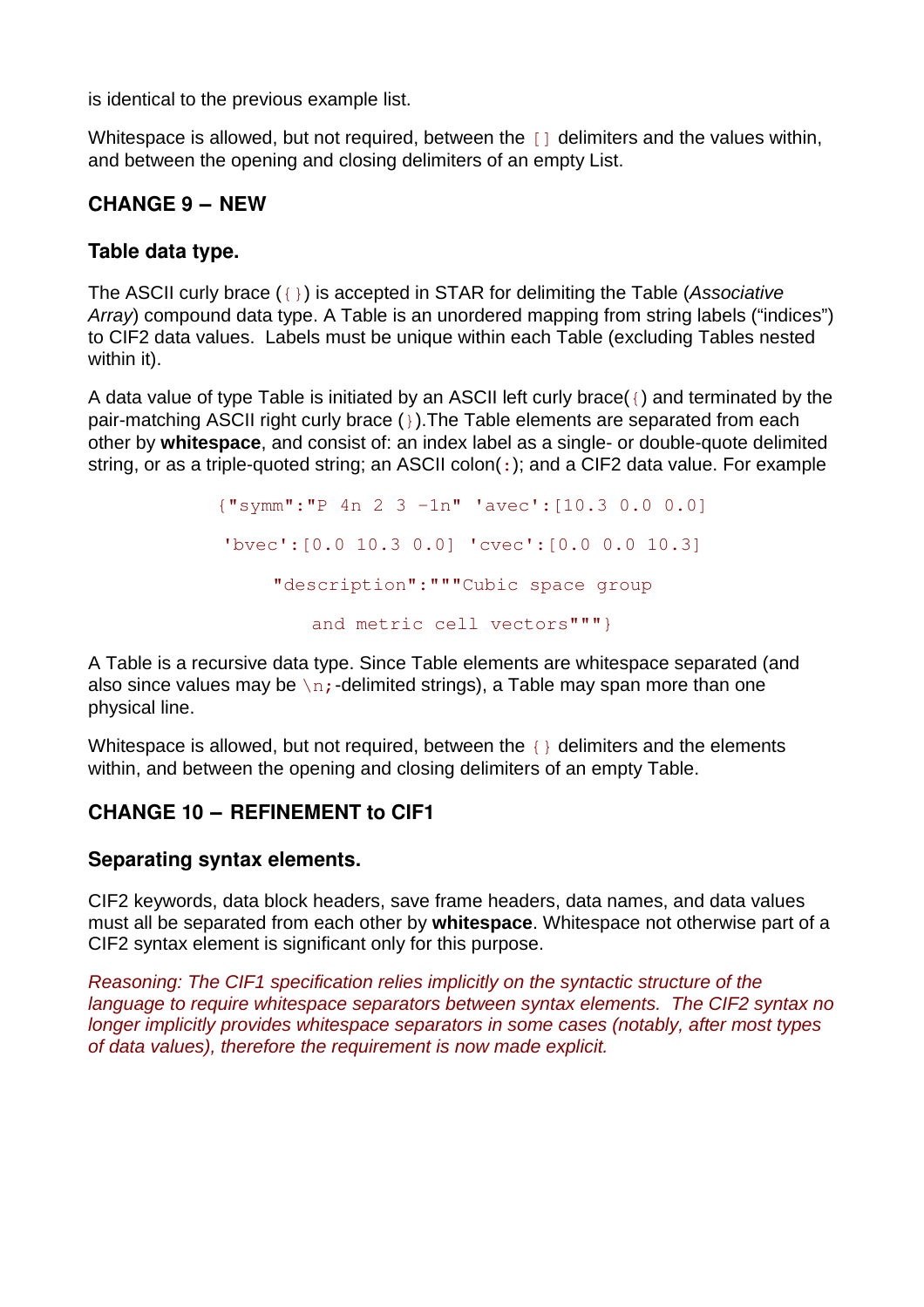is identical to the previous example list.

Whitespace is allowed, but not required, between the `[]` delimiters and the values within, and between the opening and closing delimiters of an empty List.

## CHANGE 9 – NEW

### Table data type.

The ASCII curly brace (`{}`) is accepted in STAR for delimiting the Table (*Associative Array*) compound data type. A Table is an unordered mapping from string labels ("indices") to CIF2 data values. Labels must be unique within each Table (excluding Tables nested within it).

A data value of type Table is initiated by an ASCII left curly brace(`{`) and terminated by the pair-matching ASCII right curly brace (`}`).The Table elements are separated from each other by **whitespace**, and consist of: an index label as a single- or double-quote delimited string, or as a triple-quoted string; an ASCII colon(`:`); and a CIF2 data value. For example

```
{"symm":"P 4n 2 3 -1n" 'avec':[10.3 0.0 0.0]
'bvec':[0.0 10.3 0.0] 'cvec':[0.0 0.0 10.3]
"description":"""Cubic space group
and metric cell vectors"""}
```

A Table is a recursive data type. Since Table elements are whitespace separated (and also since values may be `\n;`-delimited strings), a Table may span more than one physical line.

Whitespace is allowed, but not required, between the `{}` delimiters and the elements within, and between the opening and closing delimiters of an empty Table.

## CHANGE 10 – REFINEMENT to CIF1

### Separating syntax elements.

CIF2 keywords, data block headers, save frame headers, data names, and data values must all be separated from each other by **whitespace**. Whitespace not otherwise part of a CIF2 syntax element is significant only for this purpose.

*Reasoning: The CIF1 specification relies implicitly on the syntactic structure of the language to require whitespace separators between syntax elements. The CIF2 syntax no longer implicitly provides whitespace separators in some cases (notably, after most types of data values), therefore the requirement is now made explicit.*